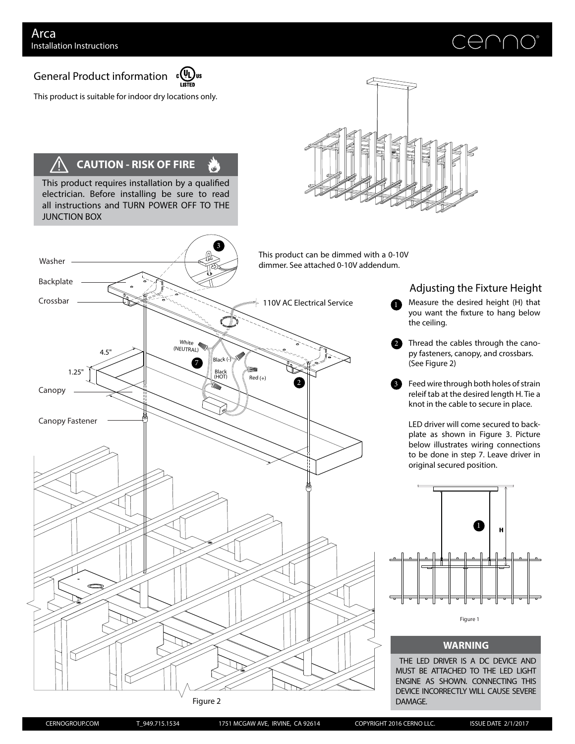# Arca

Installation Instructions

## General Product information

This product is suitable for indoor dry locations only.

**⚠ CAUTION - RISK OF FIRE**

This product requires installation by a qualified electrician. Before installing be sure to read all instructions and TURN POWER OFF TO THE JUNCTION BOX

This product can be dimmed with a 0-10V dimmer. See attached 0-10V addendum.

Washer

Backplate

Crossbar

110V AC Electrical Service

White (NEUTRAL)

Black (-)

Black (HOT)

Red (+)

4.5"

1.25"

Canopy

Canopy Fastener

Figure 2

## Adjusting the Fixture Height

1. Measure the desired height (H) that you want the fixture to hang below the ceiling.
2. Thread the cables through the canopy fasteners, canopy, and crossbars. (See Figure 2)
3. Feed wire through both holes of strain releif tab at the desired length H. Tie a knot in the cable to secure in place.

LED driver will come secured to backplate as shown in Figure 3. Picture below illustrates wiring connections to be done in step 7. Leave driver in original secured position.

Figure 1

**WARNING**

THE LED DRIVER IS A DC DEVICE AND MUST BE ATTACHED TO THE LED LIGHT ENGINE AS SHOWN. CONNECTING THIS DEVICE INCORRECTLY WILL CAUSE SEVERE DAMAGE.

CERNOGROUP.COM T_949.715.1534 1751 MCGAW AVE, IRVINE, CA 92614 COPYRIGHT 2016 CERNO LLC. ISSUE DATE 2/1/2017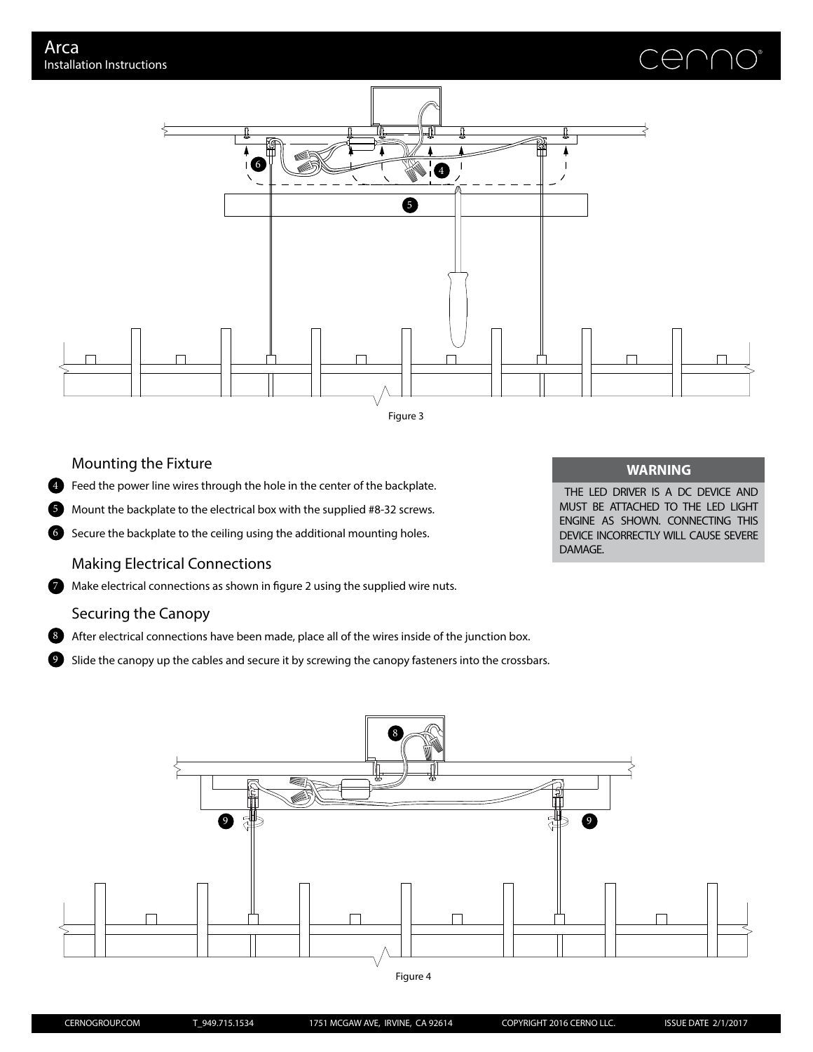Figure 3

## Mounting the Fixture

4 Feed the power line wires through the hole in the center of the backplate.

5 Mount the backplate to the electrical box with the supplied #8-32 screws.

6 Secure the backplate to the ceiling using the additional mounting holes.

## Making Electrical Connections

7 Make electrical connections as shown in figure 2 using the supplied wire nuts.

## Securing the Canopy

8 After electrical connections have been made, place all of the wires inside of the junction box.

9 Slide the canopy up the cables and secure it by screwing the canopy fasteners into the crossbars.

**WARNING**

THE LED DRIVER IS A DC DEVICE AND MUST BE ATTACHED TO THE LED LIGHT ENGINE AS SHOWN. CONNECTING THIS DEVICE INCORRECTLY WILL CAUSE SEVERE DAMAGE.

Figure 4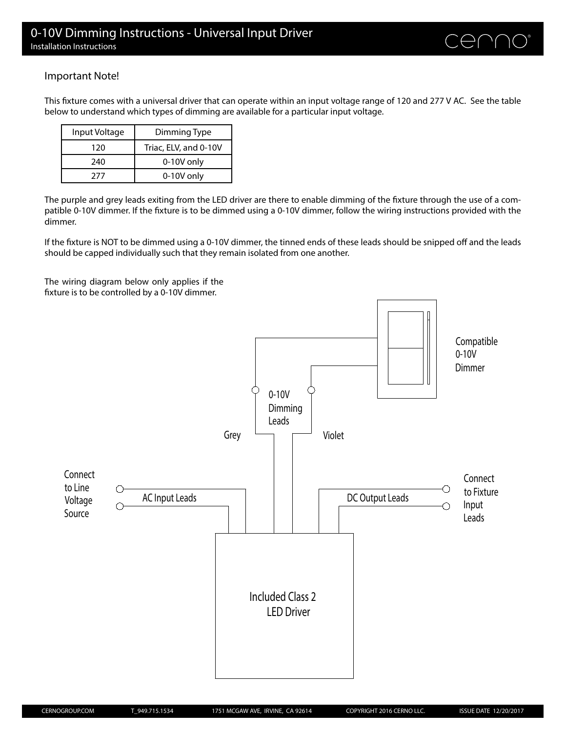# 0-10V Dimming Instructions - Universal Input Driver

Installation Instructions

## Important Note!

This fixture comes with a universal driver that can operate within an input voltage range of 120 and 277 V AC. See the table below to understand which types of dimming are available for a particular input voltage.

| Input Voltage | Dimming Type |
|---|---|
| 120 | Triac, ELV, and 0-10V |
| 240 | 0-10V only |
| 277 | 0-10V only |

The purple and grey leads exiting from the LED driver are there to enable dimming of the fixture through the use of a compatible 0-10V dimmer. If the fixture is to be dimmed using a 0-10V dimmer, follow the wiring instructions provided with the dimmer.

If the fixture is NOT to be dimmed using a 0-10V dimmer, the tinned ends of these leads should be snipped off and the leads should be capped individually such that they remain isolated from one another.

The wiring diagram below only applies if the fixture is to be controlled by a 0-10V dimmer.

Compatible 0-10V Dimmer

0-10V Dimming Leads

Grey

Violet

Connect to Line Voltage Source

AC Input Leads

DC Output Leads

Connect to Fixture Input Leads

Included Class 2 LED Driver